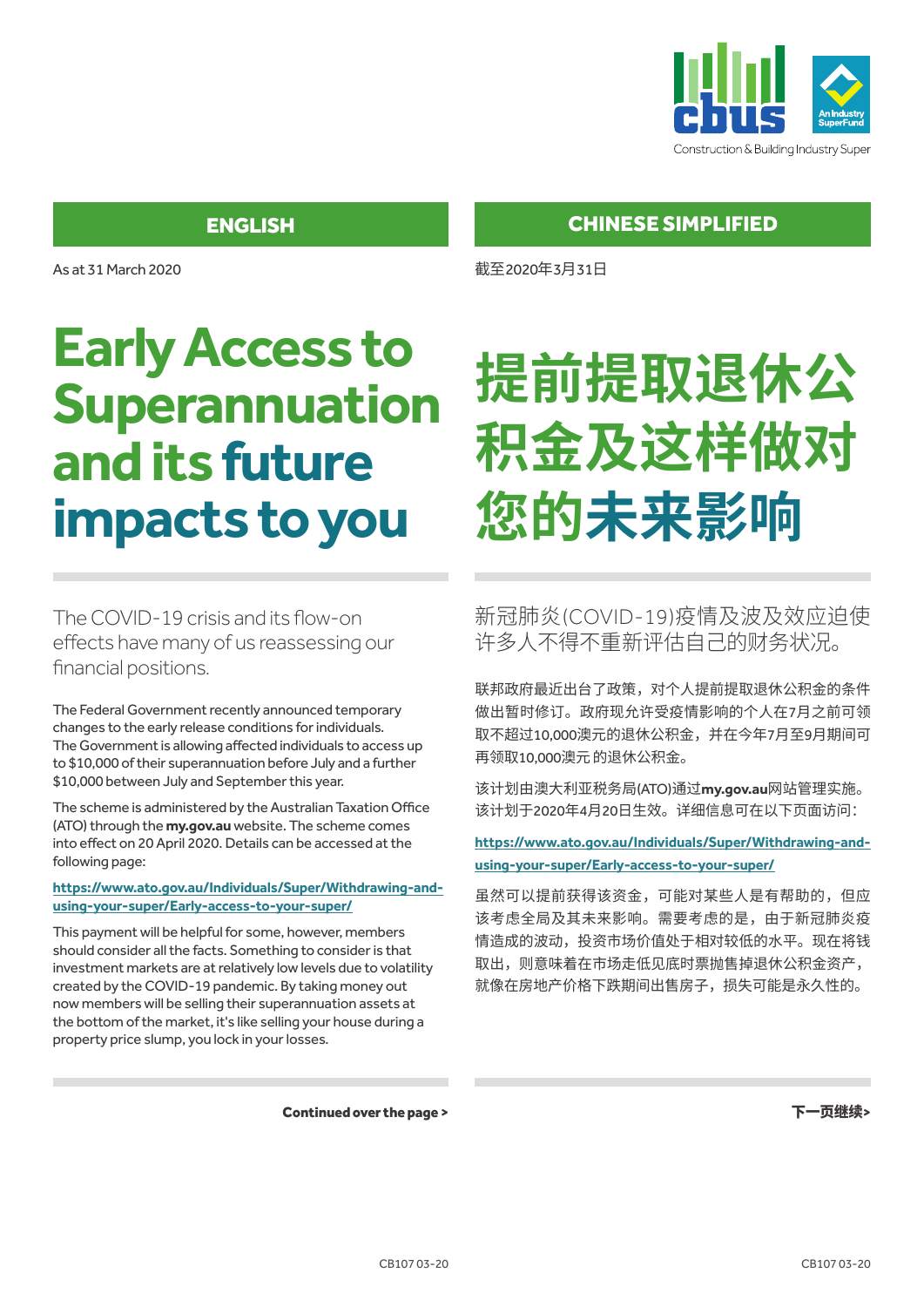Construction & Building Industry Super

## ENGLISH

As at 31 March 2020

# Early Access to Superannuation and its future impacts to you

The COVID-19 crisis and its flow-on effects have many of us reassessing our financial positions.

The Federal Government recently announced temporary changes to the early release conditions for individuals. The Government is allowing affected individuals to access up to $10,000 of their superannuation before July and a further $10,000 between July and September this year.

The scheme is administered by the Australian Taxation Office (ATO) through the **my.gov.au** website. The scheme comes into effect on 20 April 2020. Details can be accessed at the following page:

**https://www.ato.gov.au/Individuals/Super/Withdrawing-and-using-your-super/Early-access-to-your-super/**

This payment will be helpful for some, however, members should consider all the facts. Something to consider is that investment markets are at relatively low levels due to volatility created by the COVID-19 pandemic. By taking money out now members will be selling their superannuation assets at the bottom of the market, it's like selling your house during a property price slump, you lock in your losses.

**Continued over the page >**

## CHINESE SIMPLIFIED

截至2020年3月31日

# 提前提取退休公积金及这样做对您的未来影响

新冠肺炎(COVID-19)疫情及波及效应迫使许多人不得不重新评估自己的财务状况。

联邦政府最近出台了政策，对个人提前提取退休公积金的条件做出暂时修订。政府现允许受疫情影响的个人在7月之前可领取不超过10,000澳元的退休公积金，并在今年7月至9月期间可再领取10,000澳元 的退休公积金。

该计划由澳大利亚税务局(ATO)通过**my.gov.au**网站管理实施。该计划于2020年4月20日生效。详细信息可在以下页面访问：

**https://www.ato.gov.au/Individuals/Super/Withdrawing-and-using-your-super/Early-access-to-your-super/**

虽然可以提前获得该资金，可能对某些人是有帮助的，但应该考虑全局及其未来影响。需要考虑的是，由于新冠肺炎疫情造成的波动，投资市场价值处于相对较低的水平。现在将钱取出，则意味着在市场走低见底时票抛售掉退休公积金资产，就像在房地产价格下跌期间出售房子，损失可能是永久性的。

**下一页继续>**

CB107 03-20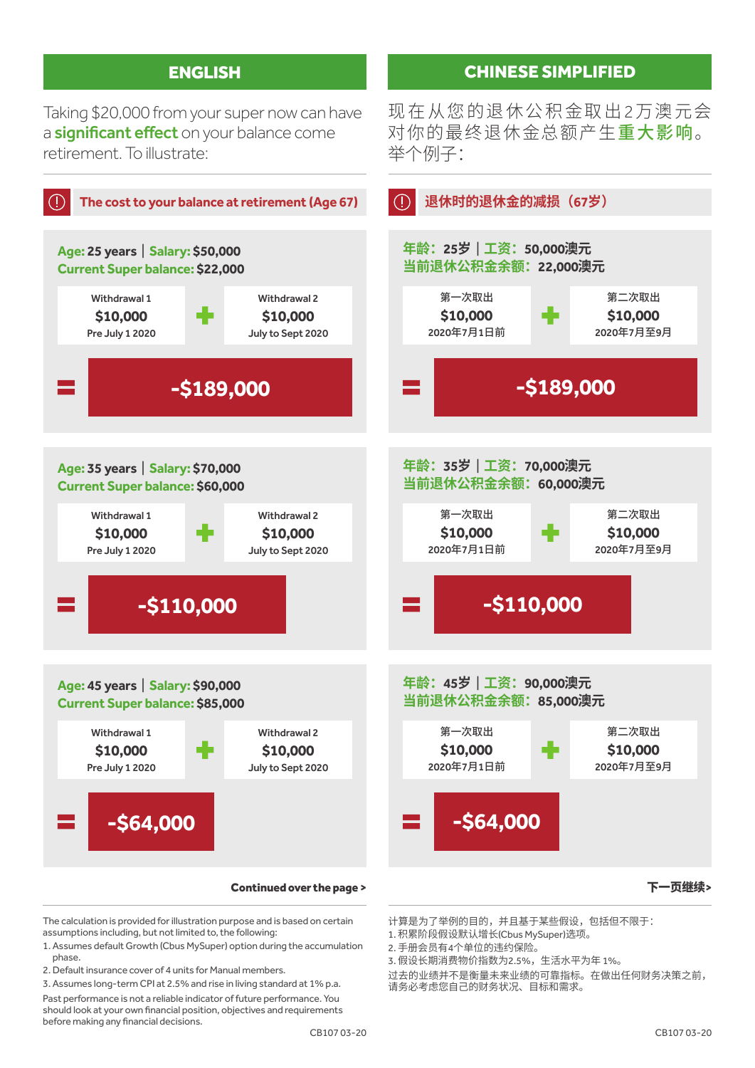## ENGLISH

Taking $20,000 from your super now can have a **significant effect** on your balance come retirement. To illustrate:

**The cost to your balance at retirement (Age 67)**

**Age:** 25 years | **Salary:** $50,000
**Current Super balance:** $22,000

| Withdrawal 1 | | Withdrawal 2 |
|---|---|---|
| $10,000 | + | $10,000 |
| Pre July 1 2020 | | July to Sept 2020 |

= **-$189,000**

**Age:** 35 years | **Salary:** $70,000
**Current Super balance:** $60,000

| Withdrawal 1 | | Withdrawal 2 |
|---|---|---|
| $10,000 | + | $10,000 |
| Pre July 1 2020 | | July to Sept 2020 |

= **-$110,000**

**Age:** 45 years | **Salary:** $90,000
**Current Super balance:** $85,000

| Withdrawal 1 | | Withdrawal 2 |
|---|---|---|
| $10,000 | + | $10,000 |
| Pre July 1 2020 | | July to Sept 2020 |

= **-$64,000**

**Continued over the page >**

The calculation is provided for illustration purpose and is based on certain assumptions including, but not limited to, the following:

1. Assumes default Growth (Cbus MySuper) option during the accumulation phase.
2. Default insurance cover of 4 units for Manual members.
3. Assumes long-term CPI at 2.5% and rise in living standard at 1% p.a.

Past performance is not a reliable indicator of future performance. You should look at your own financial position, objectives and requirements before making any financial decisions.

CB107 03-20

## CHINESE SIMPLIFIED

现在从您的退休公积金取出2万澳元会对你的最终退休金总额产生**重大影响**。举个例子：

**退休时的退休金的减损（67岁）**

**年龄：** 25岁 | **工资：** 50,000澳元
**当前退休公积金余额：** 22,000澳元

| 第一次取出 | | 第二次取出 |
|---|---|---|
| $10,000 | + | $10,000 |
| 2020年7月1日前 | | 2020年7月至9月 |

= **-$189,000**

**年龄：** 35岁 | **工资：** 70,000澳元
**当前退休公积金余额：** 60,000澳元

| 第一次取出 | | 第二次取出 |
|---|---|---|
| $10,000 | + | $10,000 |
| 2020年7月1日前 | | 2020年7月至9月 |

= **-$110,000**

**年龄：** 45岁 | **工资：** 90,000澳元
**当前退休公积金余额：** 85,000澳元

| 第一次取出 | | 第二次取出 |
|---|---|---|
| $10,000 | + | $10,000 |
| 2020年7月1日前 | | 2020年7月至9月 |

= **-$64,000**

**下一页继续>**

计算是为了举例的目的，并且基于某些假设，包括但不限于：

1. 积累阶段假设默认增长(Cbus MySuper)选项。
2. 手册会员有4个单位的违约保险。
3. 假设长期消费物价指数为2.5%，生活水平年为年 1%。

过去的业绩并不是衡量未来业绩的可靠指标。在做出任何财务决策之前，请务必考虑您自己的财务状况、目标和需求。

CB107 03-20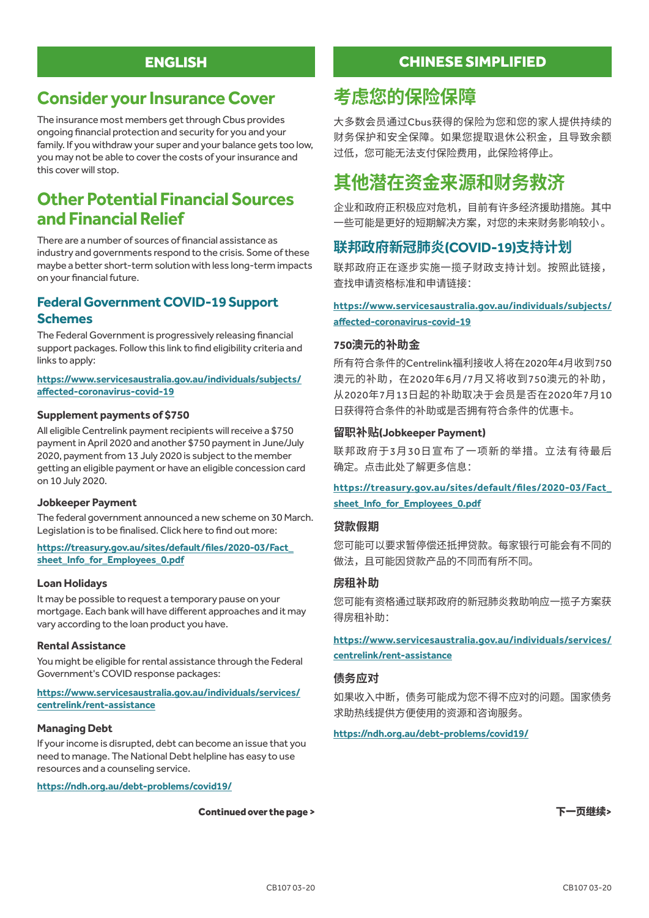## ENGLISH

# Consider your Insurance Cover

The insurance most members get through Cbus provides ongoing financial protection and security for you and your family. If you withdraw your super and your balance gets too low, you may not be able to cover the costs of your insurance and this cover will stop.

# Other Potential Financial Sources and Financial Relief

There are a number of sources of financial assistance as industry and governments respond to the crisis. Some of these maybe a better short-term solution with less long-term impacts on your financial future.

## Federal Government COVID-19 Support Schemes

The Federal Government is progressively releasing financial support packages. Follow this link to find eligibility criteria and links to apply:

https://www.servicesaustralia.gov.au/individuals/subjects/affected-coronavirus-covid-19

### Supplement payments of $750

All eligible Centrelink payment recipients will receive a $750 payment in April 2020 and another $750 payment in June/July 2020, payment from 13 July 2020 is subject to the member getting an eligible payment or have an eligible concession card on 10 July 2020.

### Jobkeeper Payment

The federal government announced a new scheme on 30 March. Legislation is to be finalised. Click here to find out more:

https://treasury.gov.au/sites/default/files/2020-03/Fact_sheet_Info_for_Employees_0.pdf

### Loan Holidays

It may be possible to request a temporary pause on your mortgage. Each bank will have different approaches and it may vary according to the loan product you have.

### Rental Assistance

You might be eligible for rental assistance through the Federal Government's COVID response packages:

https://www.servicesaustralia.gov.au/individuals/services/centrelink/rent-assistance

### Managing Debt

If your income is disrupted, debt can become an issue that you need to manage. The National Debt helpline has easy to use resources and a counseling service.

https://ndh.org.au/debt-problems/covid19/

**Continued over the page >**

## CHINESE SIMPLIFIED

# 考虑您的保险保障

大多数会员通过Cbus获得的保险为您和您的家人提供持续的财务保护和安全保障。如果您提取退休公积金，且导致余额过低，您可能无法支付保险费用，此保险将停止。

# 其他潜在资金来源和财务救济

企业和政府正积极应对危机，目前有许多经济援助措施。其中一些可能是更好的短期解决方案，对您的未来财务影响较小。

## 联邦政府新冠肺炎(COVID-19)支持计划

联邦政府正在逐步实施一揽子财政支持计划。按照此链接，查找申请资格标准和申请链接：

https://www.servicesaustralia.gov.au/individuals/subjects/affected-coronavirus-covid-19

### 750澳元的补助金

所有符合条件的Centrelink福利接收人将在2020年4月收到750澳元的补助，在2020年6月/7月又将收到750澳元的补助，从2020年7月13日起的补助取决于会员是否在2020年7月10日获得符合条件的补助或是否拥有符合条件的优惠卡。

### 留职补贴(Jobkeeper Payment)

联邦政府于3月30日宣布了一项新的举措。立法有待最后确定。点击此处了解更多信息：

https://treasury.gov.au/sites/default/files/2020-03/Fact_sheet_Info_for_Employees_0.pdf

### 贷款假期

您可能可以要求暂停偿还抵押贷款。每家银行可能会有不同的做法，且可能因贷款产品的不同而有所不同。

### 房租补助

您可能有资格通过联邦政府的新冠肺炎救助响应一揽子方案获得房租补助：

https://www.servicesaustralia.gov.au/individuals/services/centrelink/rent-assistance

### 债务应对

如果收入中断，债务可能成为您不得不应对的问题。国家债务求助热线提供方便使用的资源和咨询服务。

https://ndh.org.au/debt-problems/covid19/

**下一页继续>**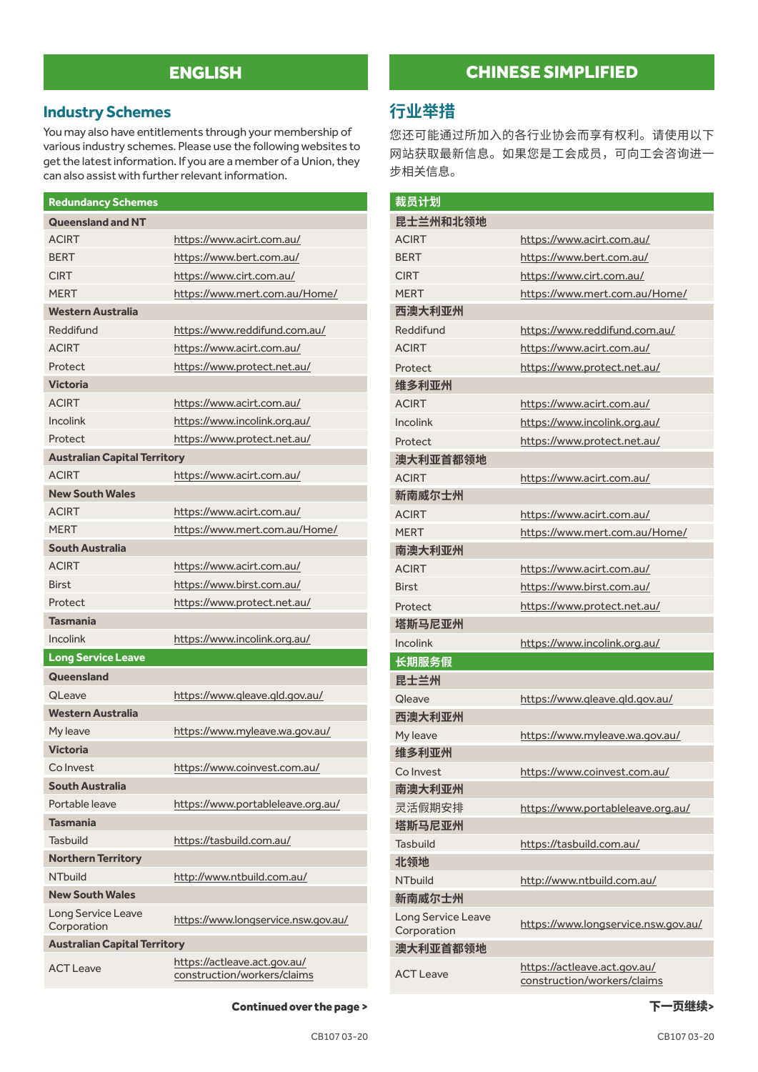## ENGLISH

### Industry Schemes

You may also have entitlements through your membership of various industry schemes. Please use the following websites to get the latest information. If you are a member of a Union, they can also assist with further relevant information.

| **Redundancy Schemes** | |
|---|---|
| **Queensland and NT** | |
| ACIRT | https://www.acirt.com.au/ |
| BERT | https://www.bert.com.au/ |
| CIRT | https://www.cirt.com.au/ |
| MERT | https://www.mert.com.au/Home/ |
| **Western Australia** | |
| Reddifund | https://www.reddifund.com.au/ |
| ACIRT | https://www.acirt.com.au/ |
| Protect | https://www.protect.net.au/ |
| **Victoria** | |
| ACIRT | https://www.acirt.com.au/ |
| Incolink | https://www.incolink.org.au/ |
| Protect | https://www.protect.net.au/ |
| **Australian Capital Territory** | |
| ACIRT | https://www.acirt.com.au/ |
| **New South Wales** | |
| ACIRT | https://www.acirt.com.au/ |
| MERT | https://www.mert.com.au/Home/ |
| **South Australia** | |
| ACIRT | https://www.acirt.com.au/ |
| Birst | https://www.birst.com.au/ |
| Protect | https://www.protect.net.au/ |
| **Tasmania** | |
| Incolink | https://www.incolink.org.au/ |
| **Long Service Leave** | |
| **Queensland** | |
| QLeave | https://www.qleave.qld.gov.au/ |
| **Western Australia** | |
| My leave | https://www.myleave.wa.gov.au/ |
| **Victoria** | |
| Co Invest | https://www.coinvest.com.au/ |
| **South Australia** | |
| Portable leave | https://www.portableleave.org.au/ |
| **Tasmania** | |
| Tasbuild | https://tasbuild.com.au/ |
| **Northern Territory** | |
| NTbuild | http://www.ntbuild.com.au/ |
| **New South Wales** | |
| Long Service Leave Corporation | https://www.longservice.nsw.gov.au/ |
| **Australian Capital Territory** | |
| ACT Leave | https://actleave.act.gov.au/construction/workers/claims |

**Continued over the page >**

## CHINESE SIMPLIFIED

### 行业举措

您还可能通过所加入的各行业协会而享有权利。请使用以下网站获取最新信息。如果您是工会成员，可向工会咨询进一步相关信息。

| **裁员计划** | |
|---|---|
| **昆士兰州和北领地** | |
| ACIRT | https://www.acirt.com.au/ |
| BERT | https://www.bert.com.au/ |
| CIRT | https://www.cirt.com.au/ |
| MERT | https://www.mert.com.au/Home/ |
| **西澳大利亚州** | |
| Reddifund | https://www.reddifund.com.au/ |
| ACIRT | https://www.acirt.com.au/ |
| Protect | https://www.protect.net.au/ |
| **维多利亚州** | |
| ACIRT | https://www.acirt.com.au/ |
| Incolink | https://www.incolink.org.au/ |
| Protect | https://www.protect.net.au/ |
| **澳大利亚首都领地** | |
| ACIRT | https://www.acirt.com.au/ |
| **新南威尔士州** | |
| ACIRT | https://www.acirt.com.au/ |
| MERT | https://www.mert.com.au/Home/ |
| **南澳大利亚州** | |
| ACIRT | https://www.acirt.com.au/ |
| Birst | https://www.birst.com.au/ |
| Protect | https://www.protect.net.au/ |
| **塔斯马尼亚州** | |
| Incolink | https://www.incolink.org.au/ |
| **长期服务假** | |
| **昆士兰** | |
| Qleave | https://www.qleave.qld.gov.au/ |
| **西澳大利亚州** | |
| My leave | https://www.myleave.wa.gov.au/ |
| **维多利亚州** | |
| Co Invest | https://www.coinvest.com.au/ |
| **南澳大利亚州** | |
| 灵活假期安排 | https://www.portableleave.org.au/ |
| **塔斯马尼亚州** | |
| Tasbuild | https://tasbuild.com.au/ |
| **北领地** | |
| NTbuild | http://www.ntbuild.com.au/ |
| **新南威尔士州** | |
| Long Service Leave Corporation | https://www.longservice.nsw.gov.au/ |
| **澳大利亚首都领地** | |
| ACT Leave | https://actleave.act.gov.au/construction/workers/claims |

**下一页继续>**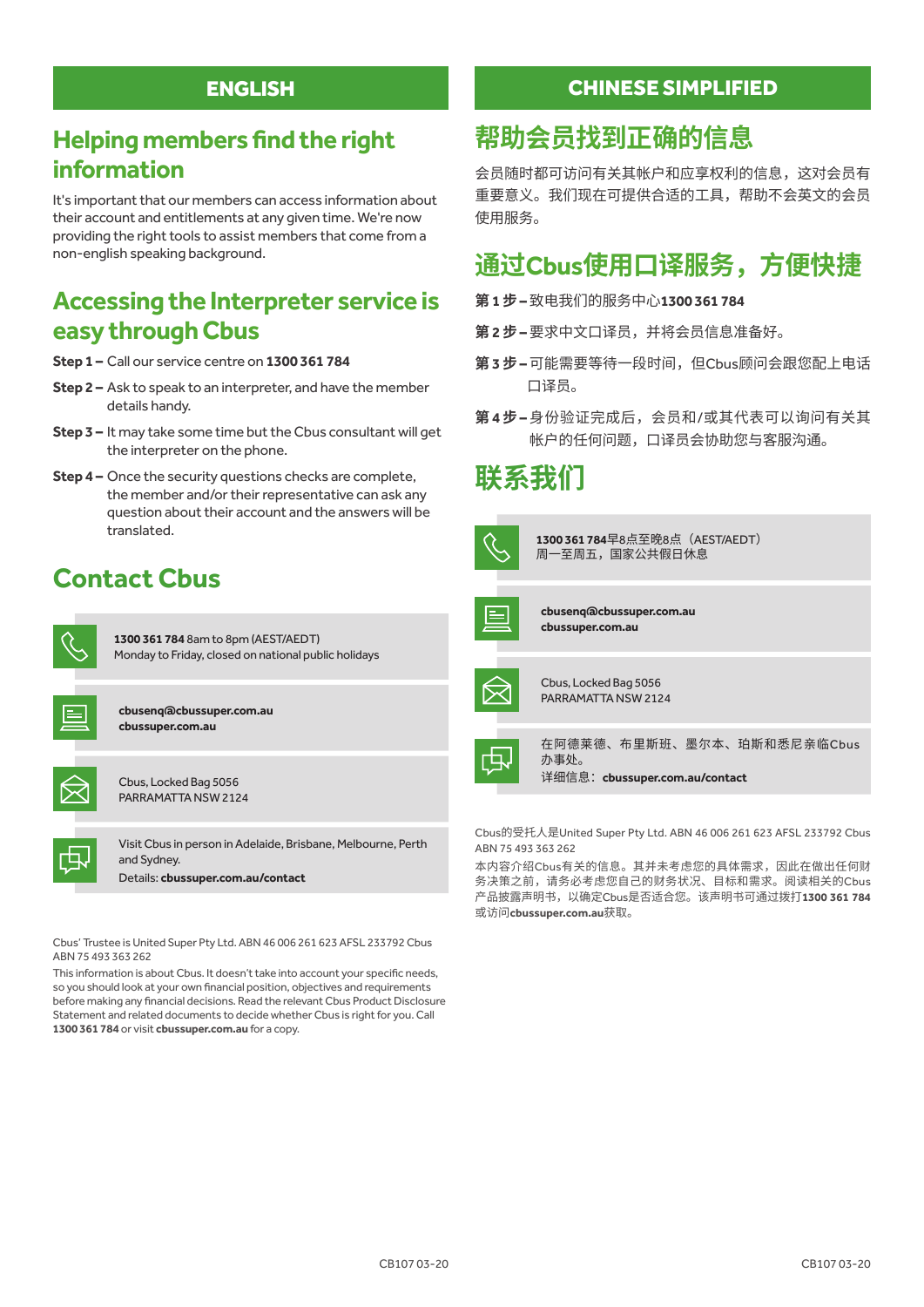## ENGLISH

## Helping members find the right information

It's important that our members can access information about their account and entitlements at any given time. We're now providing the right tools to assist members that come from a non-english speaking background.

## Accessing the Interpreter service is easy through Cbus

**Step 1 –** Call our service centre on **1300 361 784**

**Step 2 –** Ask to speak to an interpreter, and have the member details handy.

**Step 3 –** It may take some time but the Cbus consultant will get the interpreter on the phone.

**Step 4 –** Once the security questions checks are complete, the member and/or their representative can ask any question about their account and the answers will be translated.

## Contact Cbus

**1300 361 784** 8am to 8pm (AEST/AEDT)
Monday to Friday, closed on national public holidays

**cbusenq@cbussuper.com.au**
**cbussuper.com.au**

Cbus, Locked Bag 5056
PARRAMATTA NSW 2124

Visit Cbus in person in Adelaide, Brisbane, Melbourne, Perth and Sydney.
Details: **cbussuper.com.au/contact**

Cbus' Trustee is United Super Pty Ltd. ABN 46 006 261 623 AFSL 233792 Cbus ABN 75 493 363 262

This information is about Cbus. It doesn't take into account your specific needs, so you should look at your own financial position, objectives and requirements before making any financial decisions. Read the relevant Cbus Product Disclosure Statement and related documents to decide whether Cbus is right for you. Call **1300 361 784** or visit **cbussuper.com.au** for a copy.

CB107 03-20

## CHINESE SIMPLIFIED

## 帮助会员找到正确的信息

会员随时都可访问有关其帐户和应享权利的信息，这对会员有重要意义。我们现在可提供合适的工具，帮助不会英文的会员使用服务。

## 通过Cbus使用口译服务，方便快捷

**第 1 步 –** 致电我们的服务中心**1300 361 784**

**第 2 步 –** 要求中文口译员，并将会员信息准备好。

**第 3 步 –** 可能需要等待一段时间，但Cbus顾问会跟您配上电话口译员。

**第 4 步 –** 身份验证完成后，会员和/或其代表可以询问有关其帐户的任何问题，口译员会协助您与客服沟通。

## 联系我们

**1300 361 784**早8点至晚8点（AEST/AEDT）
周一至周五，国家公共假日休息

**cbusenq@cbussuper.com.au**
**cbussuper.com.au**

Cbus, Locked Bag 5056
PARRAMATTA NSW 2124

在阿德莱德、布里斯班、墨尔本、珀斯和悉尼亲临Cbus办事处。
详细信息：**cbussuper.com.au/contact**

Cbus的受托人是United Super Pty Ltd. ABN 46 006 261 623 AFSL 233792 Cbus ABN 75 493 363 262

本内容介绍Cbus有关的信息。其并未考虑您的具体需求，因此在做出任何财务决策之前，请务必考虑您自己的财务状况、目标和需求。阅读相关的Cbus产品披露声明书，以确定Cbus是否适合您。该声明书可通过拨打**1300 361 784**或访问**cbussuper.com.au**获取。

CB107 03-20